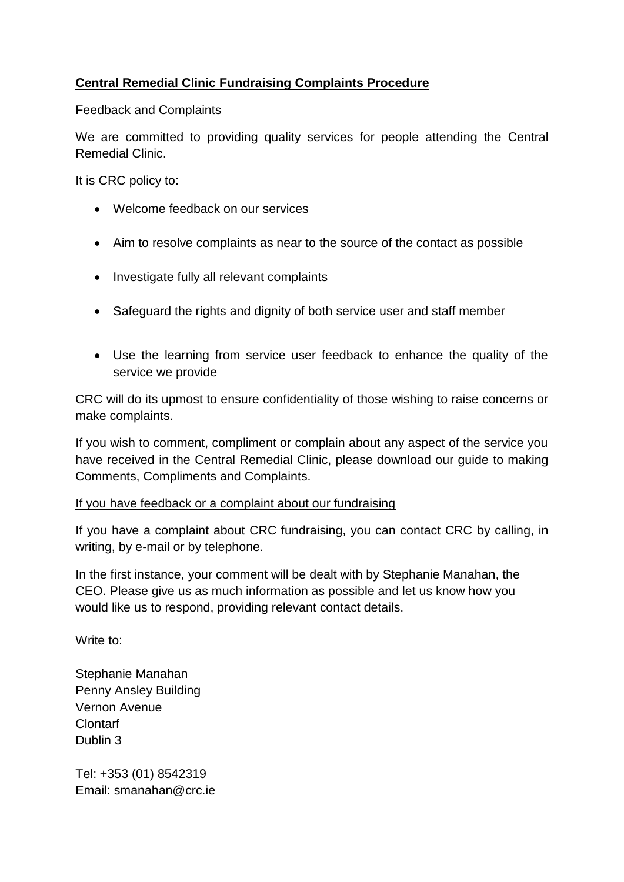# Central Remedial Clinic Fundraising Complaints Procedure

## Feedback and Complaints

We are committed to providing quality services for people attending the Central Remedial Clinic.

It is CRC policy to:

- Welcome feedback on our services
- Aim to resolve complaints as near to the source of the contact as possible
- Investigate fully all relevant complaints
- Safeguard the rights and dignity of both service user and staff member
- Use the learning from service user feedback to enhance the quality of the service we provide

CRC will do its upmost to ensure confidentiality of those wishing to raise concerns or make complaints.

If you wish to comment, compliment or complain about any aspect of the service you have received in the Central Remedial Clinic, please download our guide to making Comments, Compliments and Complaints.

## If you have feedback or a complaint about our fundraising

If you have a complaint about CRC fundraising, you can contact CRC by calling, in writing, by e-mail or by telephone.

In the first instance, your comment will be dealt with by Stephanie Manahan, the CEO. Please give us as much information as possible and let us know how you would like us to respond, providing relevant contact details.

Write to:

Stephanie Manahan
Penny Ansley Building
Vernon Avenue
Clontarf
Dublin 3

Tel: +353 (01) 8542319
Email: smanahan@crc.ie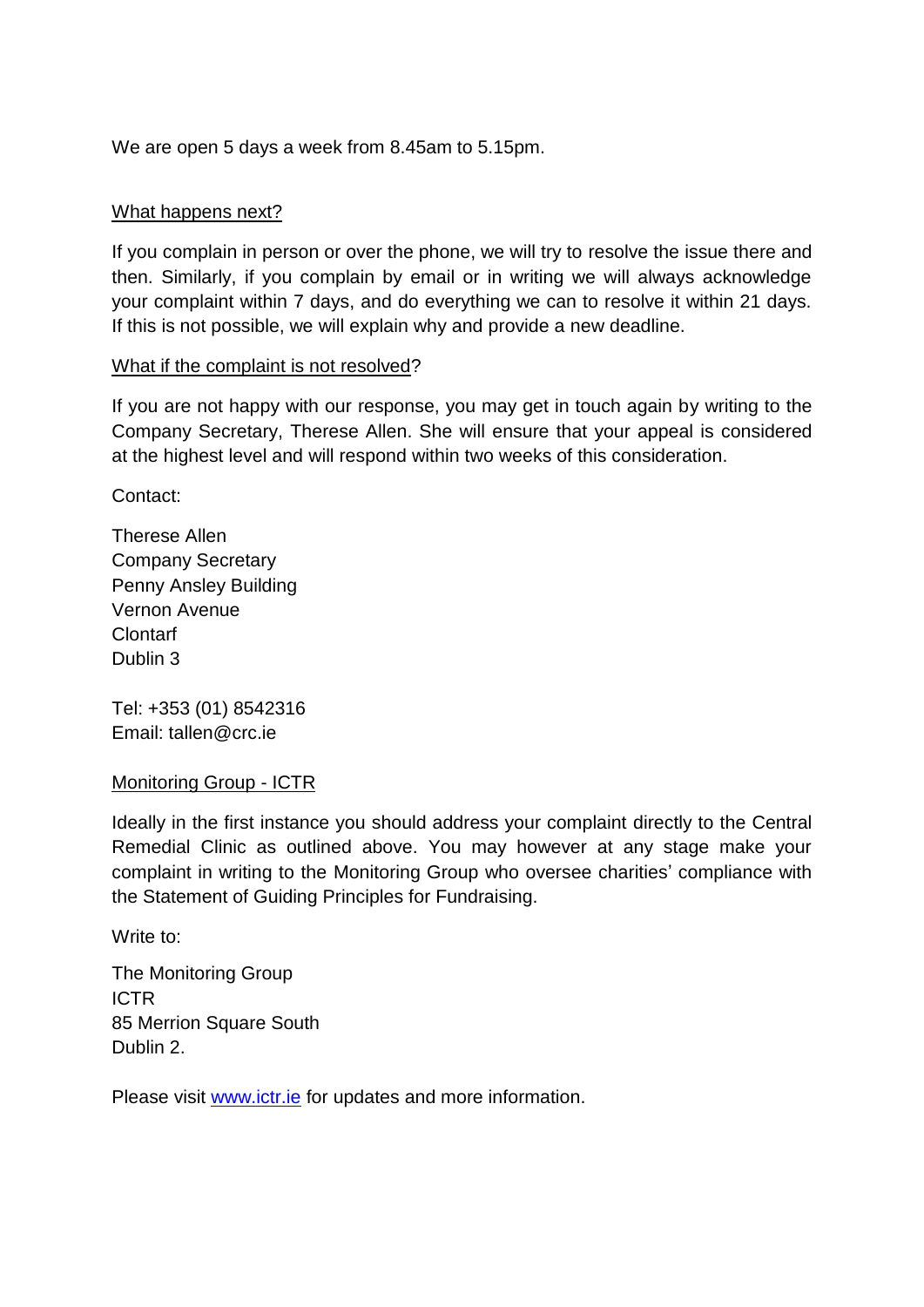We are open 5 days a week from 8.45am to 5.15pm.

## What happens next?

If you complain in person or over the phone, we will try to resolve the issue there and then. Similarly, if you complain by email or in writing we will always acknowledge your complaint within 7 days, and do everything we can to resolve it within 21 days. If this is not possible, we will explain why and provide a new deadline.

## What if the complaint is not resolved?

If you are not happy with our response, you may get in touch again by writing to the Company Secretary, Therese Allen. She will ensure that your appeal is considered at the highest level and will respond within two weeks of this consideration.

Contact:

Therese Allen
Company Secretary
Penny Ansley Building
Vernon Avenue
Clontarf
Dublin 3

Tel: +353 (01) 8542316
Email: tallen@crc.ie

## Monitoring Group - ICTR

Ideally in the first instance you should address your complaint directly to the Central Remedial Clinic as outlined above. You may however at any stage make your complaint in writing to the Monitoring Group who oversee charities' compliance with the Statement of Guiding Principles for Fundraising.

Write to:

The Monitoring Group
ICTR
85 Merrion Square South
Dublin 2.

Please visit [www.ictr.ie](http://www.ictr.ie) for updates and more information.